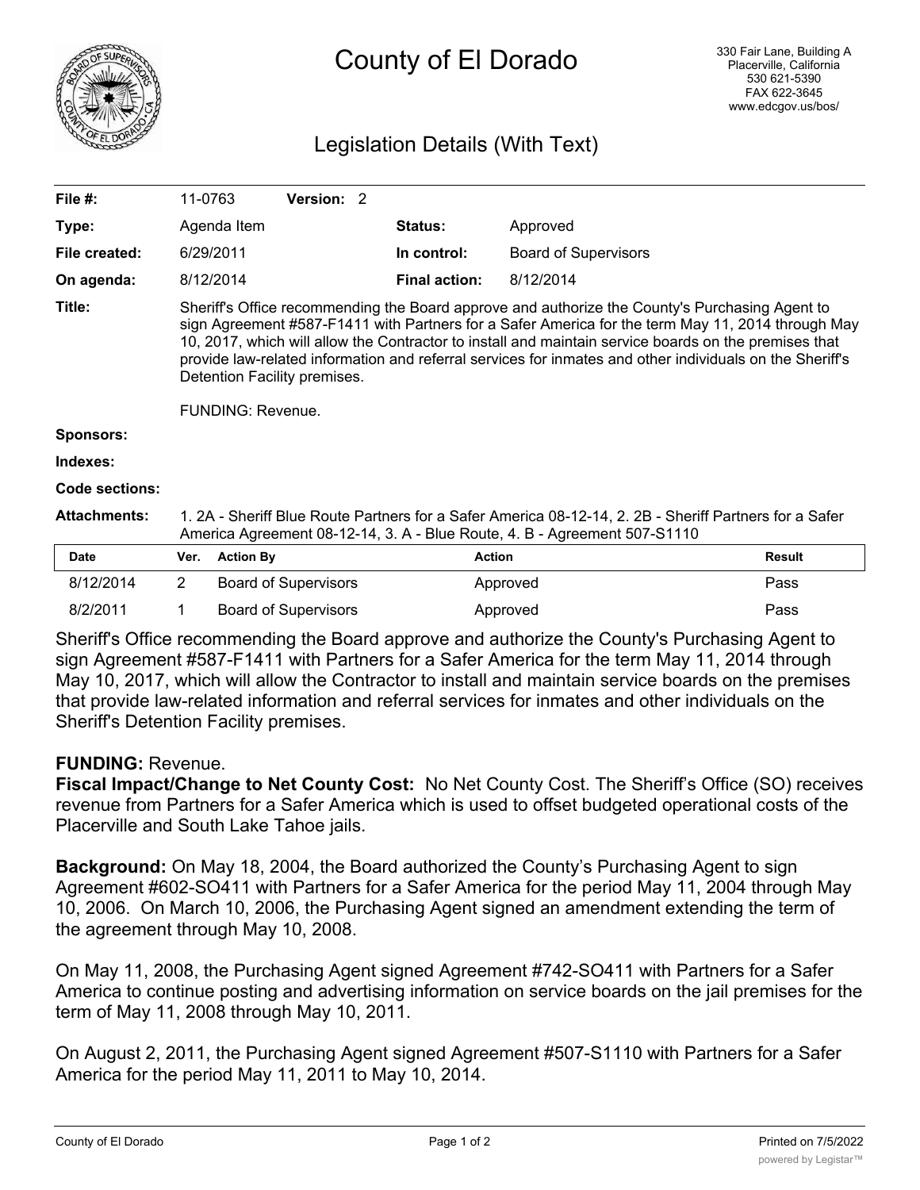# County of El Dorado

330 Fair Lane, Building A
Placerville, California
530 621-5390
FAX 622-3645
www.edcgov.us/bos/

## Legislation Details (With Text)

| | | | |
|---|---|---|---|
| **File #:** | 11-0763 **Version:** 2 | | |
| **Type:** | Agenda Item | **Status:** | Approved |
| **File created:** | 6/29/2011 | **In control:** | Board of Supervisors |
| **On agenda:** | 8/12/2014 | **Final action:** | 8/12/2014 |

**Title:** Sheriff's Office recommending the Board approve and authorize the County's Purchasing Agent to sign Agreement #587-F1411 with Partners for a Safer America for the term May 11, 2014 through May 10, 2017, which will allow the Contractor to install and maintain service boards on the premises that provide law-related information and referral services for inmates and other individuals on the Sheriff's Detention Facility premises.

FUNDING: Revenue.

**Sponsors:**

**Indexes:**

**Code sections:**

**Attachments:** 1. 2A - Sheriff Blue Route Partners for a Safer America 08-12-14, 2. 2B - Sheriff Partners for a Safer America Agreement 08-12-14, 3. A - Blue Route, 4. B - Agreement 507-S1110

| Date | Ver. | Action By | Action | Result |
|---|---|---|---|---|
| 8/12/2014 | 2 | Board of Supervisors | Approved | Pass |
| 8/2/2011 | 1 | Board of Supervisors | Approved | Pass |

Sheriff's Office recommending the Board approve and authorize the County's Purchasing Agent to sign Agreement #587-F1411 with Partners for a Safer America for the term May 11, 2014 through May 10, 2017, which will allow the Contractor to install and maintain service boards on the premises that provide law-related information and referral services for inmates and other individuals on the Sheriff's Detention Facility premises.

**FUNDING:** Revenue.
**Fiscal Impact/Change to Net County Cost:** No Net County Cost. The Sheriff's Office (SO) receives revenue from Partners for a Safer America which is used to offset budgeted operational costs of the Placerville and South Lake Tahoe jails.

**Background:** On May 18, 2004, the Board authorized the County's Purchasing Agent to sign Agreement #602-SO411 with Partners for a Safer America for the period May 11, 2004 through May 10, 2006. On March 10, 2006, the Purchasing Agent signed an amendment extending the term of the agreement through May 10, 2008.

On May 11, 2008, the Purchasing Agent signed Agreement #742-SO411 with Partners for a Safer America to continue posting and advertising information on service boards on the jail premises for the term of May 11, 2008 through May 10, 2011.

On August 2, 2011, the Purchasing Agent signed Agreement #507-S1110 with Partners for a Safer America for the period May 11, 2011 to May 10, 2014.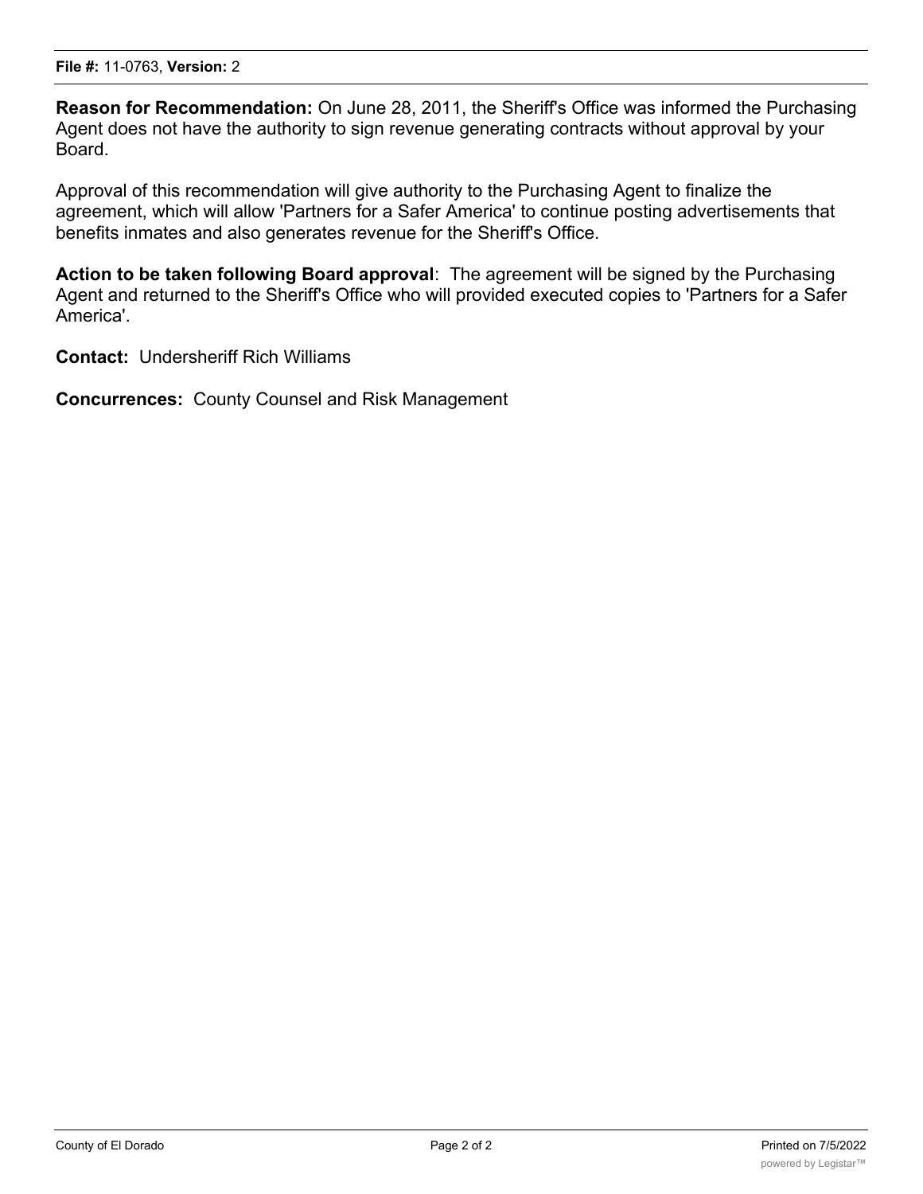**Reason for Recommendation:** On June 28, 2011, the Sheriff's Office was informed the Purchasing Agent does not have the authority to sign revenue generating contracts without approval by your Board.

Approval of this recommendation will give authority to the Purchasing Agent to finalize the agreement, which will allow 'Partners for a Safer America' to continue posting advertisements that benefits inmates and also generates revenue for the Sheriff's Office.

**Action to be taken following Board approval**: The agreement will be signed by the Purchasing Agent and returned to the Sheriff's Office who will provided executed copies to 'Partners for a Safer America'.

**Contact:** Undersheriff Rich Williams

**Concurrences:** County Counsel and Risk Management